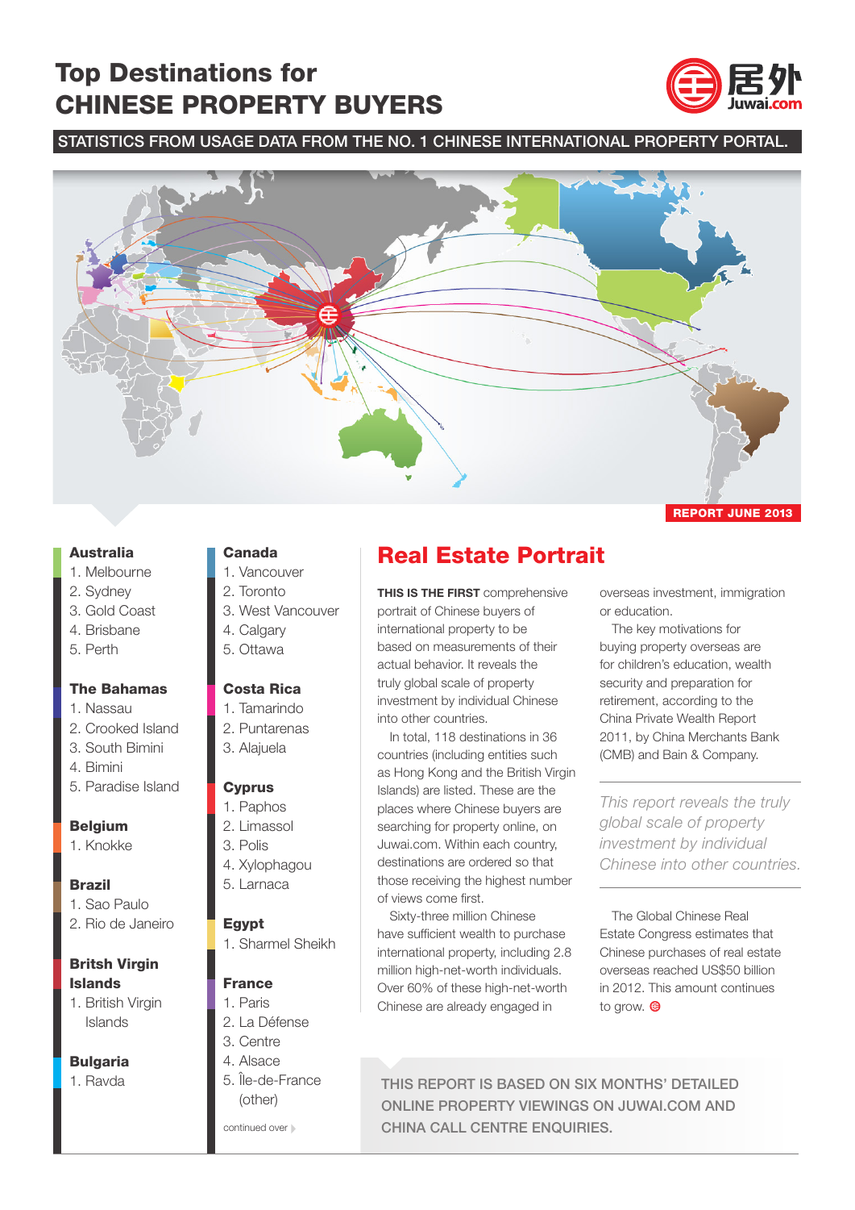# Top Destinations for CHINESE PROPERTY BUYERS

居外 Juwai.com

STATISTICS FROM USAGE DATA FROM THE NO. 1 CHINESE INTERNATIONAL PROPERTY PORTAL.

REPORT JUNE 2013

**Australia**
1. Melbourne
2. Sydney
3. Gold Coast
4. Brisbane
5. Perth

**The Bahamas**
1. Nassau
2. Crooked Island
3. South Bimini
4. Bimini
5. Paradise Island

**Belgium**
1. Knokke

**Brazil**
1. Sao Paulo
2. Rio de Janeiro

**Britsh Virgin Islands**
1. British Virgin Islands

**Bulgaria**
1. Ravda

**Canada**
1. Vancouver
2. Toronto
3. West Vancouver
4. Calgary
5. Ottawa

**Costa Rica**
1. Tamarindo
2. Puntarenas
3. Alajuela

**Cyprus**
1. Paphos
2. Limassol
3. Polis
4. Xylophagou
5. Larnaca

**Egypt**
1. Sharmel Sheikh

**France**
1. Paris
2. La Défense
3. Centre
4. Alsace
5. Île-de-France (other)

continued over

## Real Estate Portrait

**THIS IS THE FIRST** comprehensive portrait of Chinese buyers of international property to be based on measurements of their actual behavior. It reveals the truly global scale of property investment by individual Chinese into other countries.

In total, 118 destinations in 36 countries (including entities such as Hong Kong and the British Virgin Islands) are listed. These are the places where Chinese buyers are searching for property online, on Juwai.com. Within each country, destinations are ordered so that those receiving the highest number of views come first.

Sixty-three million Chinese have sufficient wealth to purchase international property, including 2.8 million high-net-worth individuals. Over 60% of these high-net-worth Chinese are already engaged in overseas investment, immigration or education.

The key motivations for buying property overseas are for children's education, wealth security and preparation for retirement, according to the China Private Wealth Report 2011, by China Merchants Bank (CMB) and Bain & Company.

*This report reveals the truly global scale of property investment by individual Chinese into other countries.*

The Global Chinese Real Estate Congress estimates that Chinese purchases of real estate overseas reached US$50 billion in 2012. This amount continues to grow.

THIS REPORT IS BASED ON SIX MONTHS' DETAILED ONLINE PROPERTY VIEWINGS ON JUWAI.COM AND CHINA CALL CENTRE ENQUIRIES.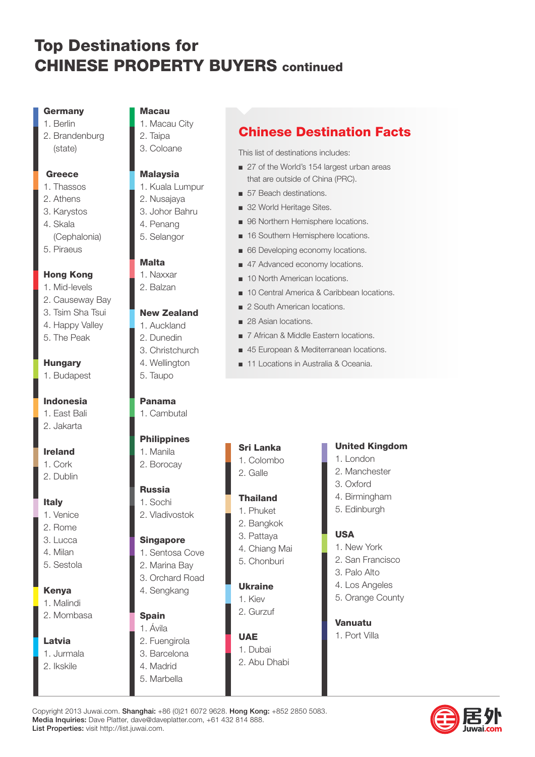# Top Destinations for CHINESE PROPERTY BUYERS continued

**Germany**
1. Berlin
2. Brandenburg (state)

**Greece**
1. Thassos
2. Athens
3. Karystos
4. Skala (Cephalonia)
5. Piraeus

**Hong Kong**
1. Mid-levels
2. Causeway Bay
3. Tsim Sha Tsui
4. Happy Valley
5. The Peak

**Hungary**
1. Budapest

**Indonesia**
1. East Bali
2. Jakarta

**Ireland**
1. Cork
2. Dublin

**Italy**
1. Venice
2. Rome
3. Lucca
4. Milan
5. Sestola

**Kenya**
1. Malindi
2. Mombasa

**Latvia**
1. Jurmala
2. Ikskile

**Macau**
1. Macau City
2. Taipa
3. Coloane

**Malaysia**
1. Kuala Lumpur
2. Nusajaya
3. Johor Bahru
4. Penang
5. Selangor

**Malta**
1. Naxxar
2. Balzan

**New Zealand**
1. Auckland
2. Dunedin
3. Christchurch
4. Wellington
5. Taupo

**Panama**
1. Cambutal

**Philippines**
1. Manila
2. Borocay

**Russia**
1. Sochi
2. Vladivostok

**Singapore**
1. Sentosa Cove
2. Marina Bay
3. Orchard Road
4. Sengkang

**Spain**
1. Ávila
2. Fuengirola
3. Barcelona
4. Madrid
5. Marbella

## Chinese Destination Facts

This list of destinations includes:

- 27 of the World's 154 largest urban areas that are outside of China (PRC).
- 57 Beach destinations.
- 32 World Heritage Sites.
- 96 Northern Hemisphere locations.
- 16 Southern Hemisphere locations.
- 66 Developing economy locations.
- 47 Advanced economy locations.
- 10 North American locations.
- 10 Central America & Caribbean locations.
- 2 South American locations.
- 28 Asian locations.
- 7 African & Middle Eastern locations.
- 45 European & Mediterranean locations.
- 11 Locations in Australia & Oceania.

**Sri Lanka**
1. Colombo
2. Galle

**Thailand**
1. Phuket
2. Bangkok
3. Pattaya
4. Chiang Mai
5. Chonburi

**Ukraine**
1. Kiev
2. Gurzuf

**UAE**
1. Dubai
2. Abu Dhabi

**United Kingdom**
1. London
2. Manchester
3. Oxford
4. Birmingham
5. Edinburgh

**USA**
1. New York
2. San Francisco
3. Palo Alto
4. Los Angeles
5. Orange County

**Vanuatu**
1. Port Villa

Copyright 2013 Juwai.com. **Shanghai:** +86 (0)21 6072 9628. **Hong Kong:** +852 2850 5083.
**Media Inquiries:** Dave Platter, dave@daveplatter.com, +61 432 814 888.
**List Properties:** visit http://list.juwai.com.

居外 Juwai.com